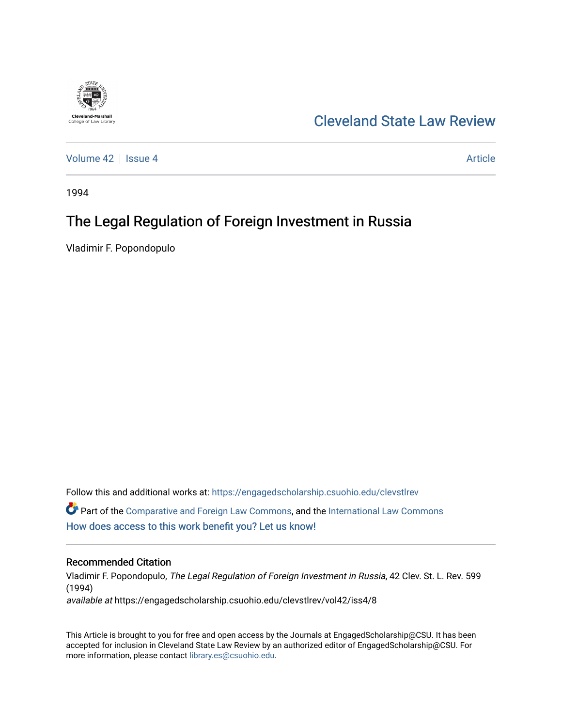Cleveland-Marshall College of Law Library

# Cleveland State Law Review

Volume 42 | Issue 4 | Article

1994

## The Legal Regulation of Foreign Investment in Russia

Vladimir F. Popondopulo

Follow this and additional works at: https://engagedscholarship.csuohio.edu/clevstlrev

Part of the Comparative and Foreign Law Commons, and the International Law Commons

How does access to this work benefit you? Let us know!

### Recommended Citation

Vladimir F. Popondopulo, *The Legal Regulation of Foreign Investment in Russia*, 42 Clev. St. L. Rev. 599 (1994)

*available at* https://engagedscholarship.csuohio.edu/clevstlrev/vol42/iss4/8

This Article is brought to you for free and open access by the Journals at EngagedScholarship@CSU. It has been accepted for inclusion in Cleveland State Law Review by an authorized editor of EngagedScholarship@CSU. For more information, please contact library.es@csuohio.edu.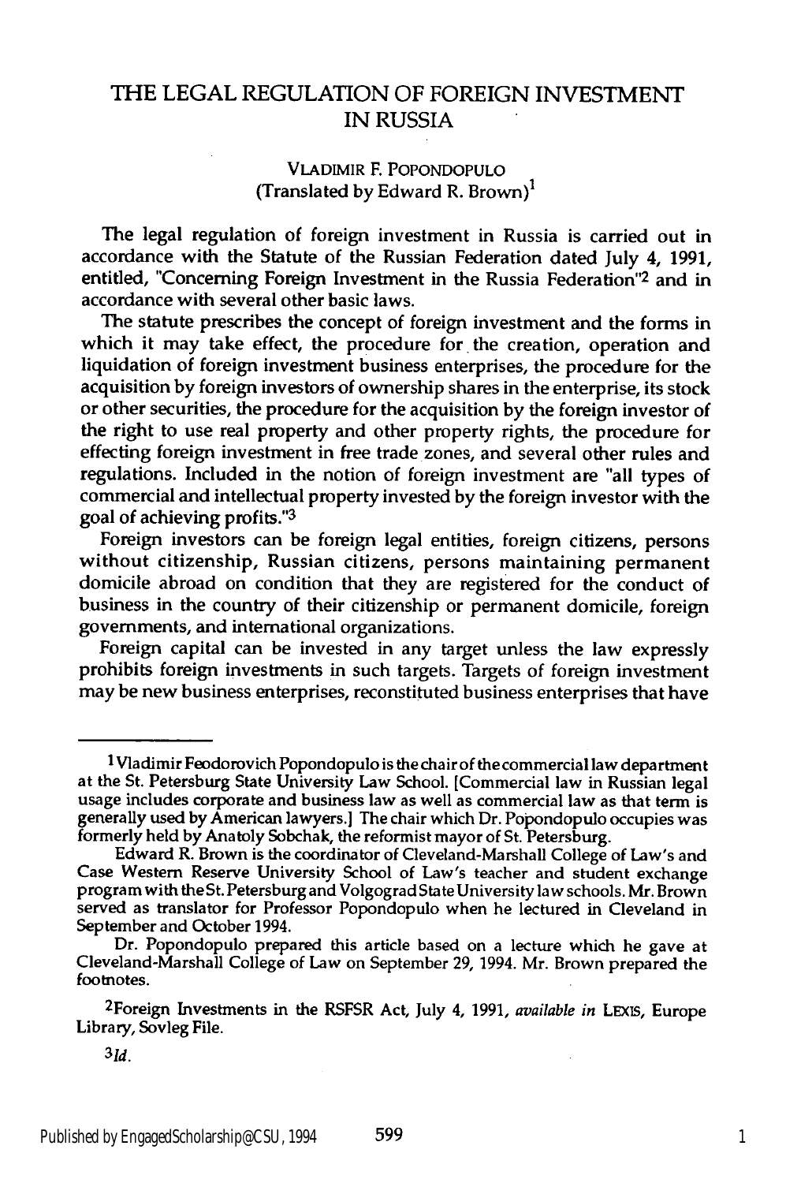# THE LEGAL REGULATION OF FOREIGN INVESTMENT IN RUSSIA

VLADIMIR F. POPONDOPULO
(Translated by Edward R. Brown)[1]

The legal regulation of foreign investment in Russia is carried out in accordance with the Statute of the Russian Federation dated July 4, 1991, entitled, "Concerning Foreign Investment in the Russia Federation"[2] and in accordance with several other basic laws.

The statute prescribes the concept of foreign investment and the forms in which it may take effect, the procedure for the creation, operation and liquidation of foreign investment business enterprises, the procedure for the acquisition by foreign investors of ownership shares in the enterprise, its stock or other securities, the procedure for the acquisition by the foreign investor of the right to use real property and other property rights, the procedure for effecting foreign investment in free trade zones, and several other rules and regulations. Included in the notion of foreign investment are "all types of commercial and intellectual property invested by the foreign investor with the goal of achieving profits."[3]

Foreign investors can be foreign legal entities, foreign citizens, persons without citizenship, Russian citizens, persons maintaining permanent domicile abroad on condition that they are registered for the conduct of business in the country of their citizenship or permanent domicile, foreign governments, and international organizations.

Foreign capital can be invested in any target unless the law expressly prohibits foreign investments in such targets. Targets of foreign investment may be new business enterprises, reconstituted business enterprises that have

---

[1] Vladimir Feodorovich Popondopulo is the chair of the commercial law department at the St. Petersburg State University Law School. [Commercial law in Russian legal usage includes corporate and business law as well as commercial law as that term is generally used by American lawyers.] The chair which Dr. Popondopulo occupies was formerly held by Anatoly Sobchak, the reformist mayor of St. Petersburg.

Edward R. Brown is the coordinator of Cleveland-Marshall College of Law's and Case Western Reserve University School of Law's teacher and student exchange program with the St. Petersburg and Volgograd State University law schools. Mr. Brown served as translator for Professor Popondopulo when he lectured in Cleveland in September and October 1994.

Dr. Popondopulo prepared this article based on a lecture which he gave at Cleveland-Marshall College of Law on September 29, 1994. Mr. Brown prepared the footnotes.

[2] Foreign Investments in the RSFSR Act, July 4, 1991, *available in* LEXIS, Europe Library, Sovleg File.

[3] *Id.*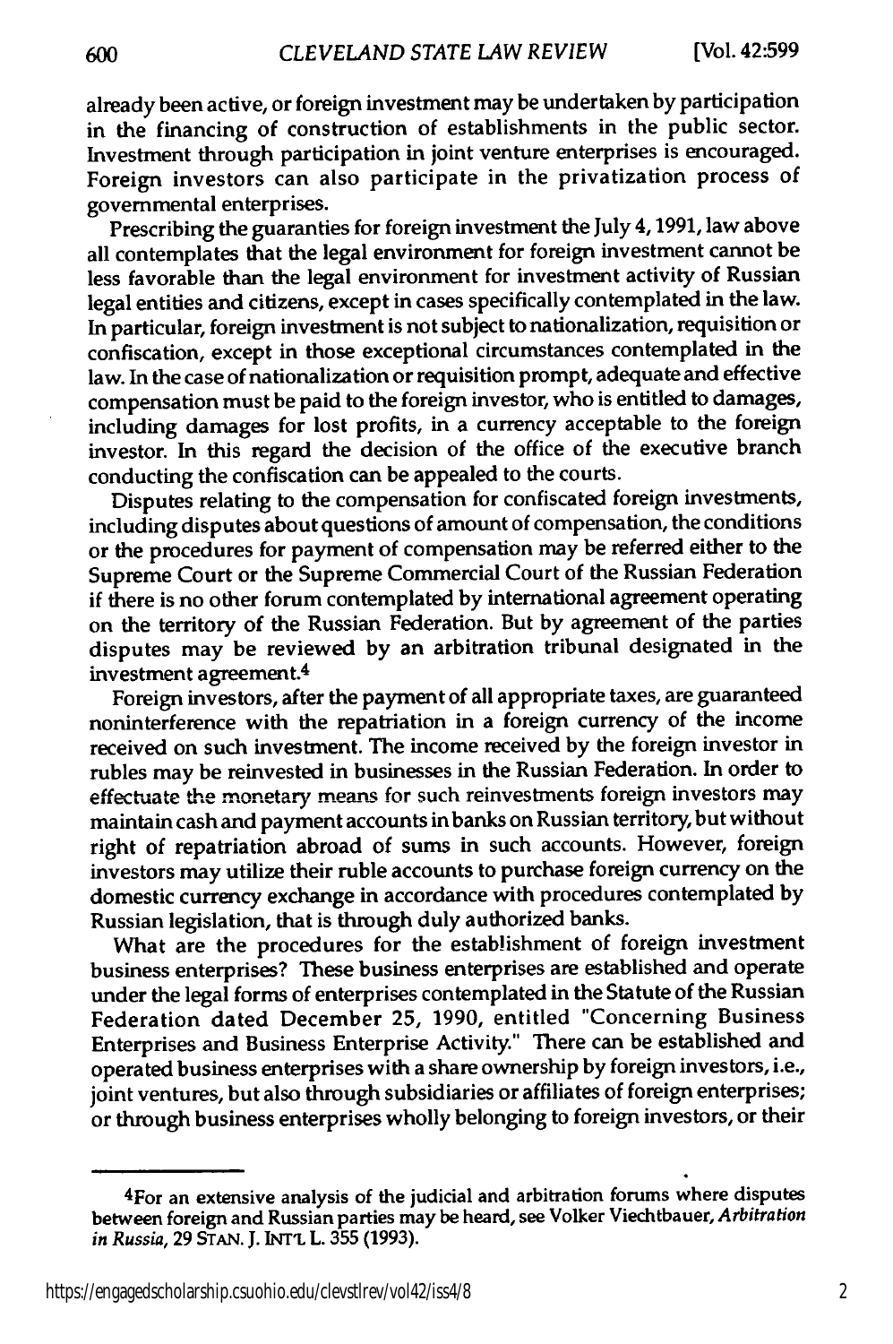already been active, or foreign investment may be undertaken by participation in the financing of construction of establishments in the public sector. Investment through participation in joint venture enterprises is encouraged. Foreign investors can also participate in the privatization process of governmental enterprises.

Prescribing the guaranties for foreign investment the July 4, 1991, law above all contemplates that the legal environment for foreign investment cannot be less favorable than the legal environment for investment activity of Russian legal entities and citizens, except in cases specifically contemplated in the law. In particular, foreign investment is not subject to nationalization, requisition or confiscation, except in those exceptional circumstances contemplated in the law. In the case of nationalization or requisition prompt, adequate and effective compensation must be paid to the foreign investor, who is entitled to damages, including damages for lost profits, in a currency acceptable to the foreign investor. In this regard the decision of the office of the executive branch conducting the confiscation can be appealed to the courts.

Disputes relating to the compensation for confiscated foreign investments, including disputes about questions of amount of compensation, the conditions or the procedures for payment of compensation may be referred either to the Supreme Court or the Supreme Commercial Court of the Russian Federation if there is no other forum contemplated by international agreement operating on the territory of the Russian Federation. But by agreement of the parties disputes may be reviewed by an arbitration tribunal designated in the investment agreement.[4]

Foreign investors, after the payment of all appropriate taxes, are guaranteed noninterference with the repatriation in a foreign currency of the income received on such investment. The income received by the foreign investor in rubles may be reinvested in businesses in the Russian Federation. In order to effectuate the monetary means for such reinvestments foreign investors may maintain cash and payment accounts in banks on Russian territory, but without right of repatriation abroad of sums in such accounts. However, foreign investors may utilize their ruble accounts to purchase foreign currency on the domestic currency exchange in accordance with procedures contemplated by Russian legislation, that is through duly authorized banks.

What are the procedures for the establishment of foreign investment business enterprises? These business enterprises are established and operate under the legal forms of enterprises contemplated in the Statute of the Russian Federation dated December 25, 1990, entitled "Concerning Business Enterprises and Business Enterprise Activity." There can be established and operated business enterprises with a share ownership by foreign investors, i.e., joint ventures, but also through subsidiaries or affiliates of foreign enterprises; or through business enterprises wholly belonging to foreign investors, or their

---

[4] For an extensive analysis of the judicial and arbitration forums where disputes between foreign and Russian parties may be heard, see Volker Viechtbauer, *Arbitration in Russia*, 29 STAN. J. INT'L L. 355 (1993).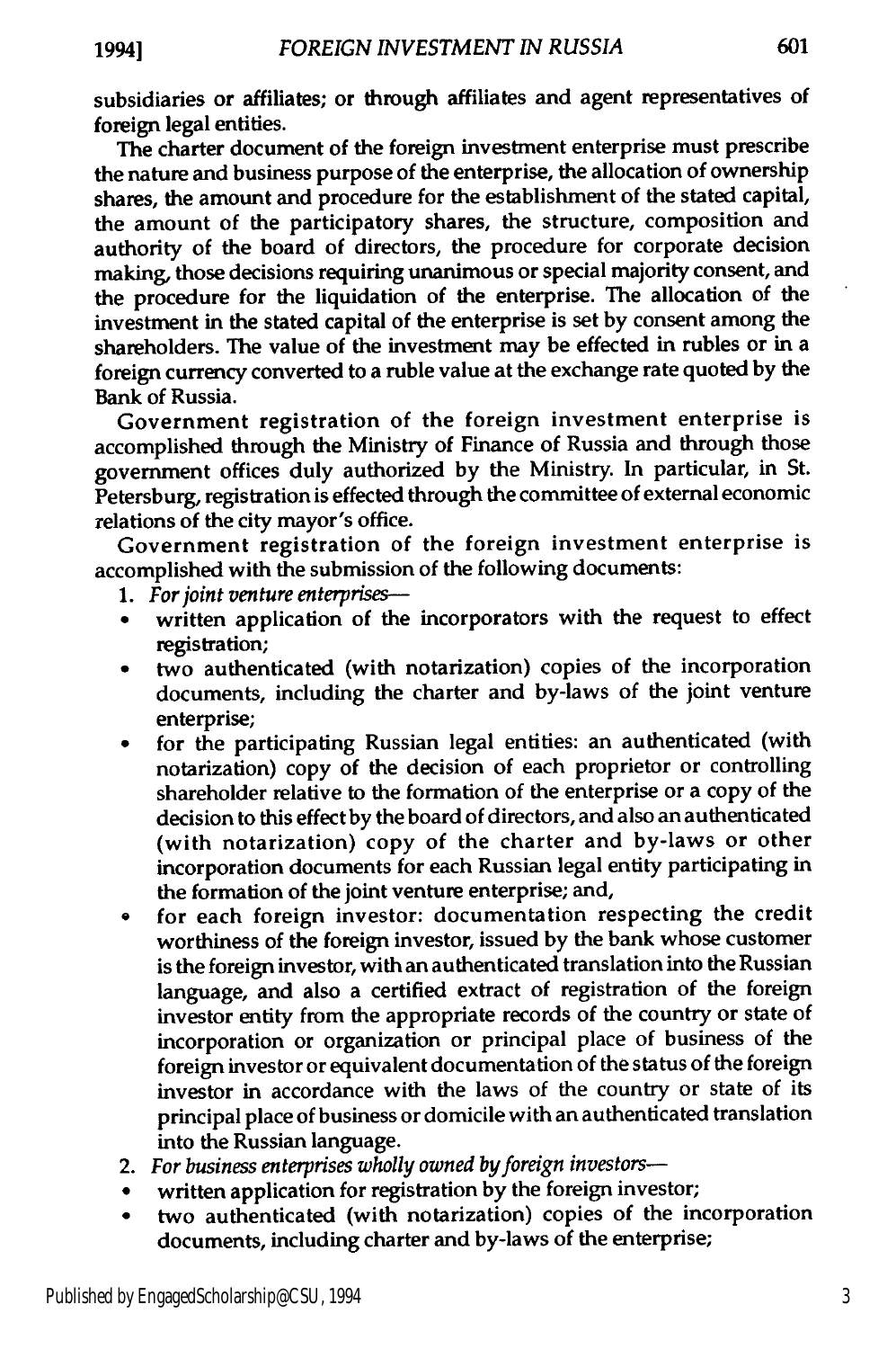subsidiaries or affiliates; or through affiliates and agent representatives of foreign legal entities.

The charter document of the foreign investment enterprise must prescribe the nature and business purpose of the enterprise, the allocation of ownership shares, the amount and procedure for the establishment of the stated capital, the amount of the participatory shares, the structure, composition and authority of the board of directors, the procedure for corporate decision making, those decisions requiring unanimous or special majority consent, and the procedure for the liquidation of the enterprise. The allocation of the investment in the stated capital of the enterprise is set by consent among the shareholders. The value of the investment may be effected in rubles or in a foreign currency converted to a ruble value at the exchange rate quoted by the Bank of Russia.

Government registration of the foreign investment enterprise is accomplished through the Ministry of Finance of Russia and through those government offices duly authorized by the Ministry. In particular, in St. Petersburg, registration is effected through the committee of external economic relations of the city mayor's office.

Government registration of the foreign investment enterprise is accomplished with the submission of the following documents:

1. *For joint venture enterprises—*
   - written application of the incorporators with the request to effect registration;
   - two authenticated (with notarization) copies of the incorporation documents, including the charter and by-laws of the joint venture enterprise;
   - for the participating Russian legal entities: an authenticated (with notarization) copy of the decision of each proprietor or controlling shareholder relative to the formation of the enterprise or a copy of the decision to this effect by the board of directors, and also an authenticated (with notarization) copy of the charter and by-laws or other incorporation documents for each Russian legal entity participating in the formation of the joint venture enterprise; and,
   - for each foreign investor: documentation respecting the credit worthiness of the foreign investor, issued by the bank whose customer is the foreign investor, with an authenticated translation into the Russian language, and also a certified extract of registration of the foreign investor entity from the appropriate records of the country or state of incorporation or organization or principal place of business of the foreign investor or equivalent documentation of the status of the foreign investor in accordance with the laws of the country or state of its principal place of business or domicile with an authenticated translation into the Russian language.
2. *For business enterprises wholly owned by foreign investors—*
   - written application for registration by the foreign investor;
   - two authenticated (with notarization) copies of the incorporation documents, including charter and by-laws of the enterprise;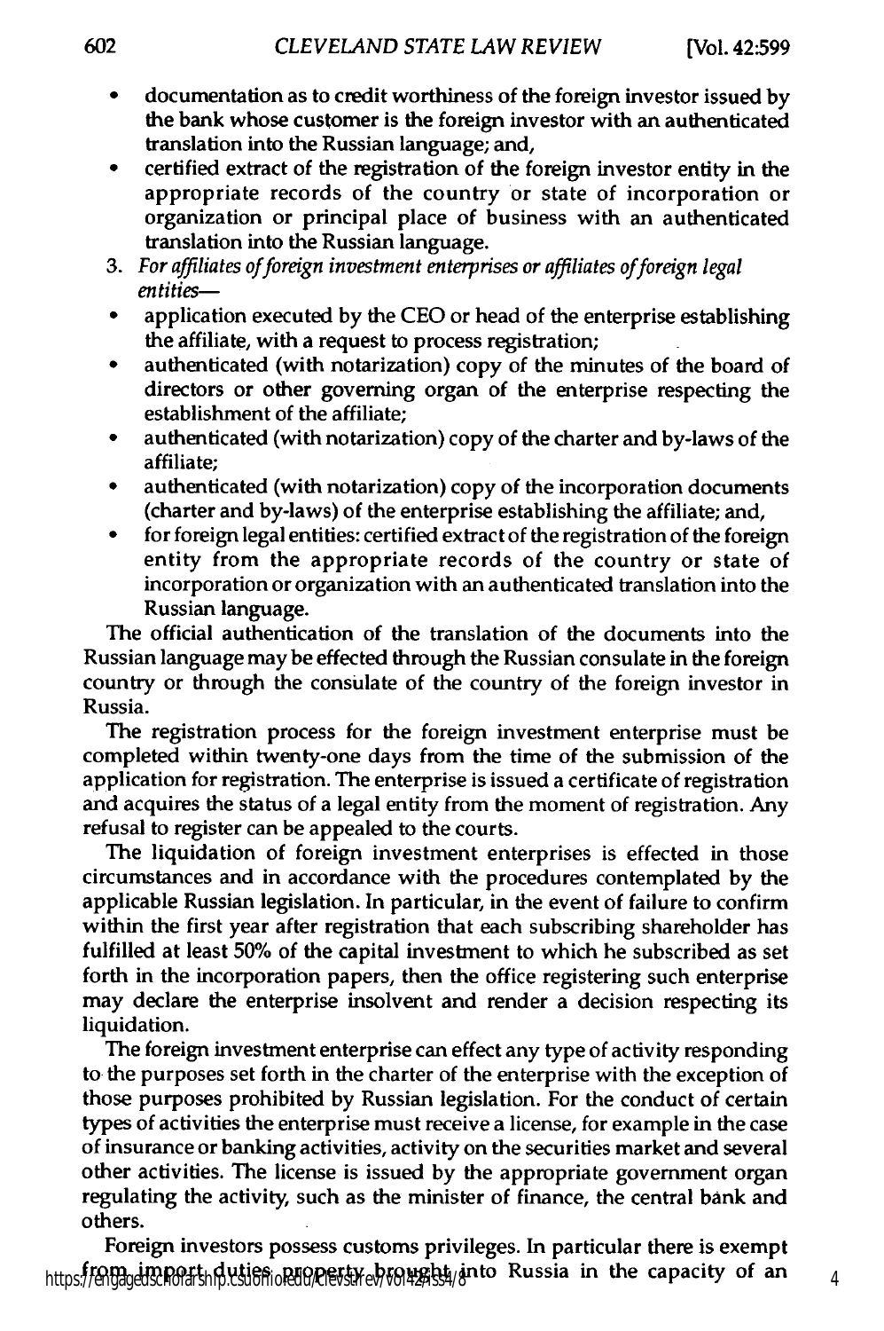- documentation as to credit worthiness of the foreign investor issued by the bank whose customer is the foreign investor with an authenticated translation into the Russian language; and,
- certified extract of the registration of the foreign investor entity in the appropriate records of the country or state of incorporation or organization or principal place of business with an authenticated translation into the Russian language.

3. *For affiliates of foreign investment enterprises or affiliates of foreign legal entities—*

- application executed by the CEO or head of the enterprise establishing the affiliate, with a request to process registration;
- authenticated (with notarization) copy of the minutes of the board of directors or other governing organ of the enterprise respecting the establishment of the affiliate;
- authenticated (with notarization) copy of the charter and by-laws of the affiliate;
- authenticated (with notarization) copy of the incorporation documents (charter and by-laws) of the enterprise establishing the affiliate; and,
- for foreign legal entities: certified extract of the registration of the foreign entity from the appropriate records of the country or state of incorporation or organization with an authenticated translation into the Russian language.

The official authentication of the translation of the documents into the Russian language may be effected through the Russian consulate in the foreign country or through the consulate of the country of the foreign investor in Russia.

The registration process for the foreign investment enterprise must be completed within twenty-one days from the time of the submission of the application for registration. The enterprise is issued a certificate of registration and acquires the status of a legal entity from the moment of registration. Any refusal to register can be appealed to the courts.

The liquidation of foreign investment enterprises is effected in those circumstances and in accordance with the procedures contemplated by the applicable Russian legislation. In particular, in the event of failure to confirm within the first year after registration that each subscribing shareholder has fulfilled at least 50% of the capital investment to which he subscribed as set forth in the incorporation papers, then the office registering such enterprise may declare the enterprise insolvent and render a decision respecting its liquidation.

The foreign investment enterprise can effect any type of activity responding to the purposes set forth in the charter of the enterprise with the exception of those purposes prohibited by Russian legislation. For the conduct of certain types of activities the enterprise must receive a license, for example in the case of insurance or banking activities, activity on the securities market and several other activities. The license is issued by the appropriate government organ regulating the activity, such as the minister of finance, the central bank and others.

Foreign investors possess customs privileges. In particular there is exempt from import duties property brought into Russia in the capacity of an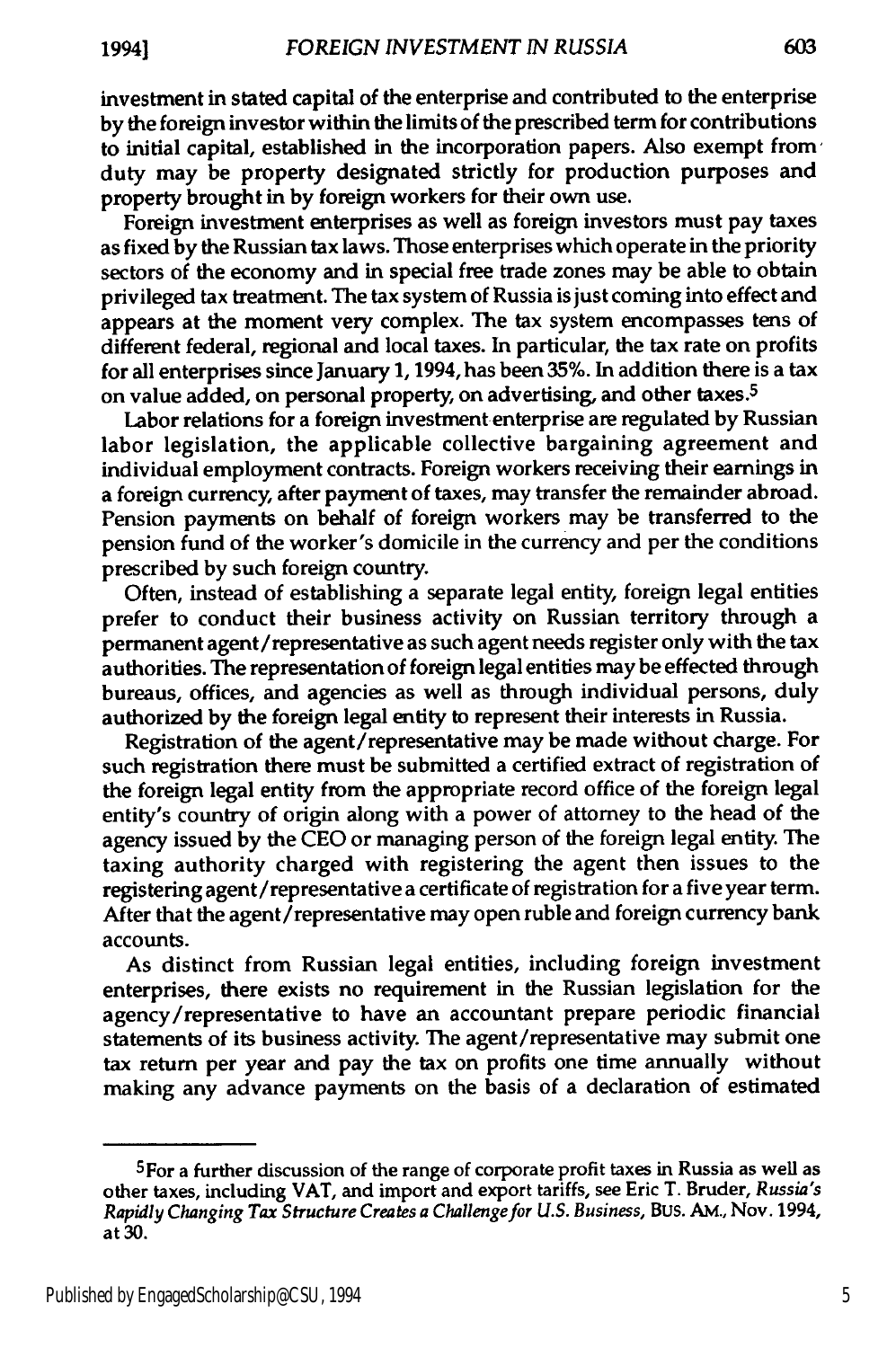investment in stated capital of the enterprise and contributed to the enterprise by the foreign investor within the limits of the prescribed term for contributions to initial capital, established in the incorporation papers. Also exempt from duty may be property designated strictly for production purposes and property brought in by foreign workers for their own use.

Foreign investment enterprises as well as foreign investors must pay taxes as fixed by the Russian tax laws. Those enterprises which operate in the priority sectors of the economy and in special free trade zones may be able to obtain privileged tax treatment. The tax system of Russia is just coming into effect and appears at the moment very complex. The tax system encompasses tens of different federal, regional and local taxes. In particular, the tax rate on profits for all enterprises since January 1, 1994, has been 35%. In addition there is a tax on value added, on personal property, on advertising, and other taxes.[5]

Labor relations for a foreign investment enterprise are regulated by Russian labor legislation, the applicable collective bargaining agreement and individual employment contracts. Foreign workers receiving their earnings in a foreign currency, after payment of taxes, may transfer the remainder abroad. Pension payments on behalf of foreign workers may be transferred to the pension fund of the worker's domicile in the currency and per the conditions prescribed by such foreign country.

Often, instead of establishing a separate legal entity, foreign legal entities prefer to conduct their business activity on Russian territory through a permanent agent/representative as such agent needs register only with the tax authorities. The representation of foreign legal entities may be effected through bureaus, offices, and agencies as well as through individual persons, duly authorized by the foreign legal entity to represent their interests in Russia.

Registration of the agent/representative may be made without charge. For such registration there must be submitted a certified extract of registration of the foreign legal entity from the appropriate record office of the foreign legal entity's country of origin along with a power of attorney to the head of the agency issued by the CEO or managing person of the foreign legal entity. The taxing authority charged with registering the agent then issues to the registering agent/representative a certificate of registration for a five year term. After that the agent/representative may open ruble and foreign currency bank accounts.

As distinct from Russian legal entities, including foreign investment enterprises, there exists no requirement in the Russian legislation for the agency/representative to have an accountant prepare periodic financial statements of its business activity. The agent/representative may submit one tax return per year and pay the tax on profits one time annually without making any advance payments on the basis of a declaration of estimated

[5]For a further discussion of the range of corporate profit taxes in Russia as well as other taxes, including VAT, and import and export tariffs, see Eric T. Bruder, *Russia's Rapidly Changing Tax Structure Creates a Challenge for U.S. Business*, BUS. AM., Nov. 1994, at 30.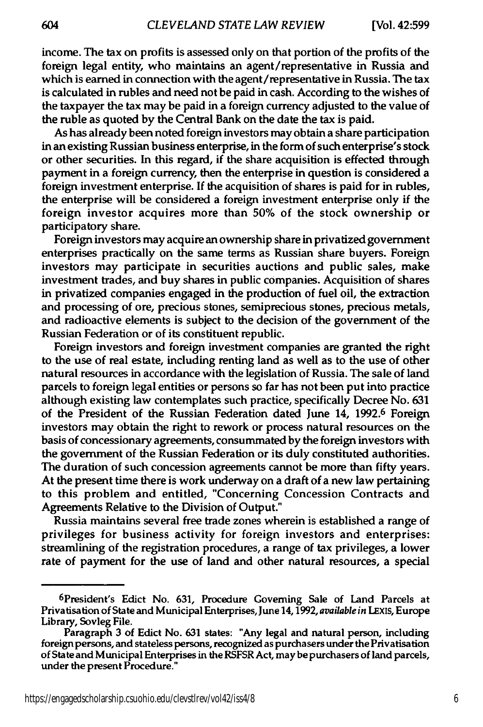income. The tax on profits is assessed only on that portion of the profits of the foreign legal entity, who maintains an agent/representative in Russia and which is earned in connection with the agent/representative in Russia. The tax is calculated in rubles and need not be paid in cash. According to the wishes of the taxpayer the tax may be paid in a foreign currency adjusted to the value of the ruble as quoted by the Central Bank on the date the tax is paid.

As has already been noted foreign investors may obtain a share participation in an existing Russian business enterprise, in the form of such enterprise's stock or other securities. In this regard, if the share acquisition is effected through payment in a foreign currency, then the enterprise in question is considered a foreign investment enterprise. If the acquisition of shares is paid for in rubles, the enterprise will be considered a foreign investment enterprise only if the foreign investor acquires more than 50% of the stock ownership or participatory share.

Foreign investors may acquire an ownership share in privatized government enterprises practically on the same terms as Russian share buyers. Foreign investors may participate in securities auctions and public sales, make investment trades, and buy shares in public companies. Acquisition of shares in privatized companies engaged in the production of fuel oil, the extraction and processing of ore, precious stones, semiprecious stones, precious metals, and radioactive elements is subject to the decision of the government of the Russian Federation or of its constituent republic.

Foreign investors and foreign investment companies are granted the right to the use of real estate, including renting land as well as to the use of other natural resources in accordance with the legislation of Russia. The sale of land parcels to foreign legal entities or persons so far has not been put into practice although existing law contemplates such practice, specifically Decree No. 631 of the President of the Russian Federation dated June 14, 1992.[6] Foreign investors may obtain the right to rework or process natural resources on the basis of concessionary agreements, consummated by the foreign investors with the government of the Russian Federation or its duly constituted authorities. The duration of such concession agreements cannot be more than fifty years. At the present time there is work underway on a draft of a new law pertaining to this problem and entitled, "Concerning Concession Contracts and Agreements Relative to the Division of Output."

Russia maintains several free trade zones wherein is established a range of privileges for business activity for foreign investors and enterprises: streamlining of the registration procedures, a range of tax privileges, a lower rate of payment for the use of land and other natural resources, a special

---

[6]President's Edict No. 631, Procedure Governing Sale of Land Parcels at Privatisation of State and Municipal Enterprises, June 14, 1992, *available in* LEXIS, Europe Library, Sovleg File.

Paragraph 3 of Edict No. 631 states: "Any legal and natural person, including foreign persons, and stateless persons, recognized as purchasers under the Privatisation of State and Municipal Enterprises in the RSFSR Act, may be purchasers of land parcels, under the present Procedure."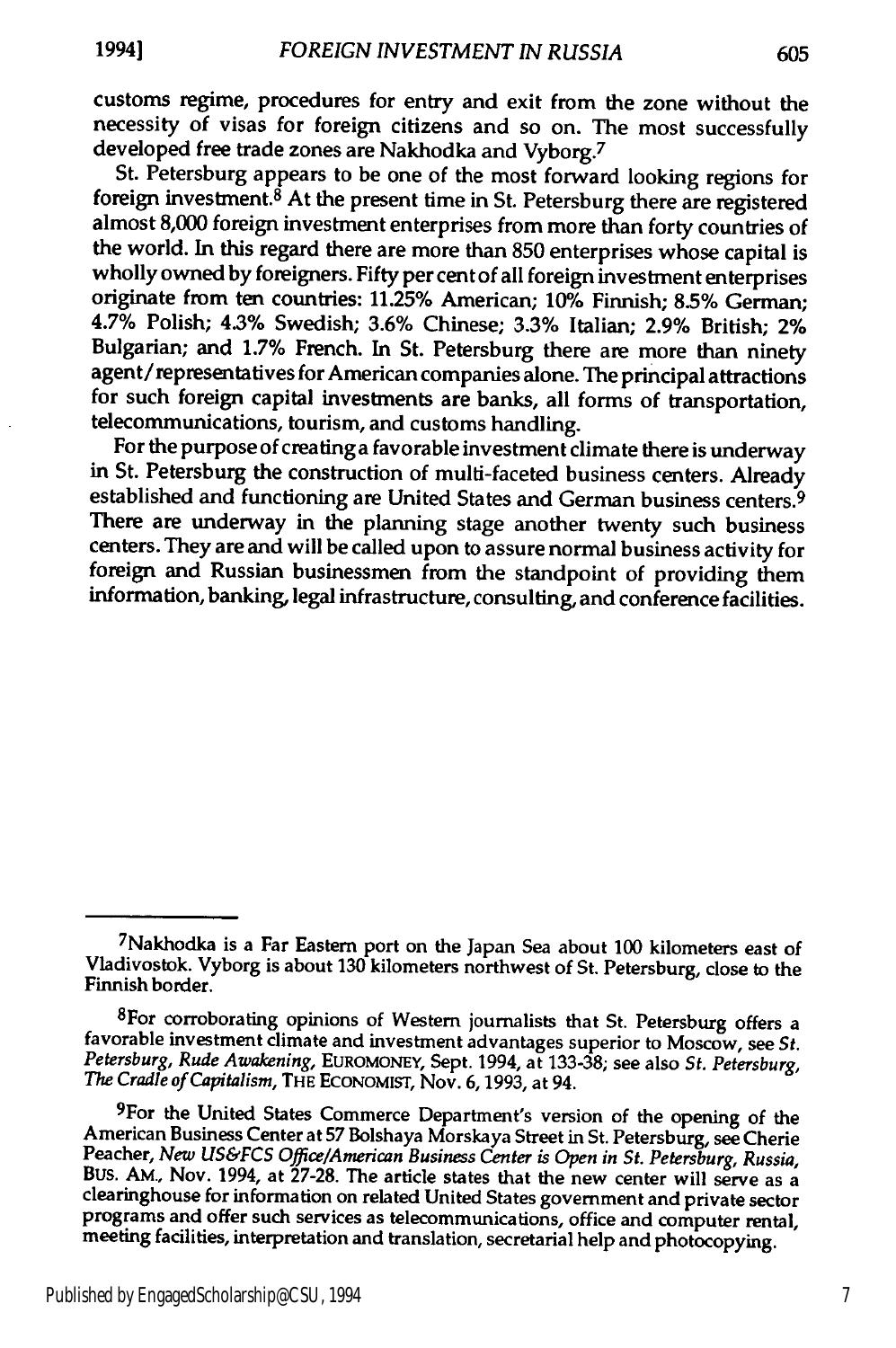customs regime, procedures for entry and exit from the zone without the necessity of visas for foreign citizens and so on. The most successfully developed free trade zones are Nakhodka and Vyborg.[7]

St. Petersburg appears to be one of the most forward looking regions for foreign investment.[8] At the present time in St. Petersburg there are registered almost 8,000 foreign investment enterprises from more than forty countries of the world. In this regard there are more than 850 enterprises whose capital is wholly owned by foreigners. Fifty per cent of all foreign investment enterprises originate from ten countries: 11.25% American; 10% Finnish; 8.5% German; 4.7% Polish; 4.3% Swedish; 3.6% Chinese; 3.3% Italian; 2.9% British; 2% Bulgarian; and 1.7% French. In St. Petersburg there are more than ninety agent/representatives for American companies alone. The principal attractions for such foreign capital investments are banks, all forms of transportation, telecommunications, tourism, and customs handling.

For the purpose of creating a favorable investment climate there is underway in St. Petersburg the construction of multi-faceted business centers. Already established and functioning are United States and German business centers.[9] There are underway in the planning stage another twenty such business centers. They are and will be called upon to assure normal business activity for foreign and Russian businessmen from the standpoint of providing them information, banking, legal infrastructure, consulting, and conference facilities.

---

[7]Nakhodka is a Far Eastern port on the Japan Sea about 100 kilometers east of Vladivostok. Vyborg is about 130 kilometers northwest of St. Petersburg, close to the Finnish border.

[8]For corroborating opinions of Western journalists that St. Petersburg offers a favorable investment climate and investment advantages superior to Moscow, see *St. Petersburg, Rude Awakening*, EUROMONEY, Sept. 1994, at 133-38; see also *St. Petersburg, The Cradle of Capitalism*, THE ECONOMIST, Nov. 6, 1993, at 94.

[9]For the United States Commerce Department's version of the opening of the American Business Center at 57 Bolshaya Morskaya Street in St. Petersburg, see Cherie Peacher, *New US&FCS Office/American Business Center is Open in St. Petersburg, Russia*, BUS. AM., Nov. 1994, at 27-28. The article states that the new center will serve as a clearinghouse for information on related United States government and private sector programs and offer such services as telecommunications, office and computer rental, meeting facilities, interpretation and translation, secretarial help and photocopying.